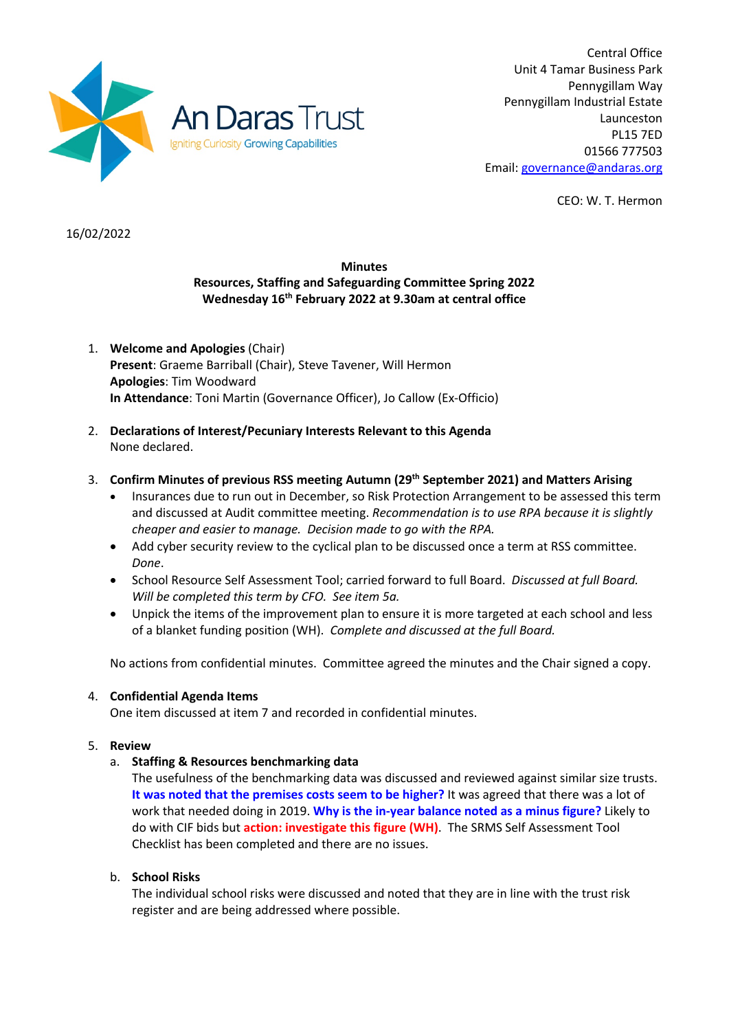An Daras Trust
Igniting Curiosity Growing Capabilities

Central Office
Unit 4 Tamar Business Park
Pennygillam Way
Pennygillam Industrial Estate
Launceston
PL15 7ED
01566 777503
Email: governance@andaras.org

CEO: W. T. Hermon

16/02/2022

**Minutes**
**Resources, Staffing and Safeguarding Committee Spring 2022**
**Wednesday 16th February 2022 at 9.30am at central office**

1. **Welcome and Apologies** (Chair)
   **Present**: Graeme Barriball (Chair), Steve Tavener, Will Hermon
   **Apologies**: Tim Woodward
   **In Attendance**: Toni Martin (Governance Officer), Jo Callow (Ex-Officio)

2. **Declarations of Interest/Pecuniary Interests Relevant to this Agenda**
   None declared.

3. **Confirm Minutes of previous RSS meeting Autumn (29th September 2021) and Matters Arising**
   - Insurances due to run out in December, so Risk Protection Arrangement to be assessed this term and discussed at Audit committee meeting. *Recommendation is to use RPA because it is slightly cheaper and easier to manage. Decision made to go with the RPA.*
   - Add cyber security review to the cyclical plan to be discussed once a term at RSS committee. *Done*.
   - School Resource Self Assessment Tool; carried forward to full Board. *Discussed at full Board. Will be completed this term by CFO. See item 5a.*
   - Unpick the items of the improvement plan to ensure it is more targeted at each school and less of a blanket funding position (WH). *Complete and discussed at the full Board.*

   No actions from confidential minutes. Committee agreed the minutes and the Chair signed a copy.

4. **Confidential Agenda Items**
   One item discussed at item 7 and recorded in confidential minutes.

5. **Review**
   a. **Staffing & Resources benchmarking data**
      The usefulness of the benchmarking data was discussed and reviewed against similar size trusts. **It was noted that the premises costs seem to be higher?** It was agreed that there was a lot of work that needed doing in 2019. **Why is the in-year balance noted as a minus figure?** Likely to do with CIF bids but **action: investigate this figure (WH)**. The SRMS Self Assessment Tool Checklist has been completed and there are no issues.

   b. **School Risks**
      The individual school risks were discussed and noted that they are in line with the trust risk register and are being addressed where possible.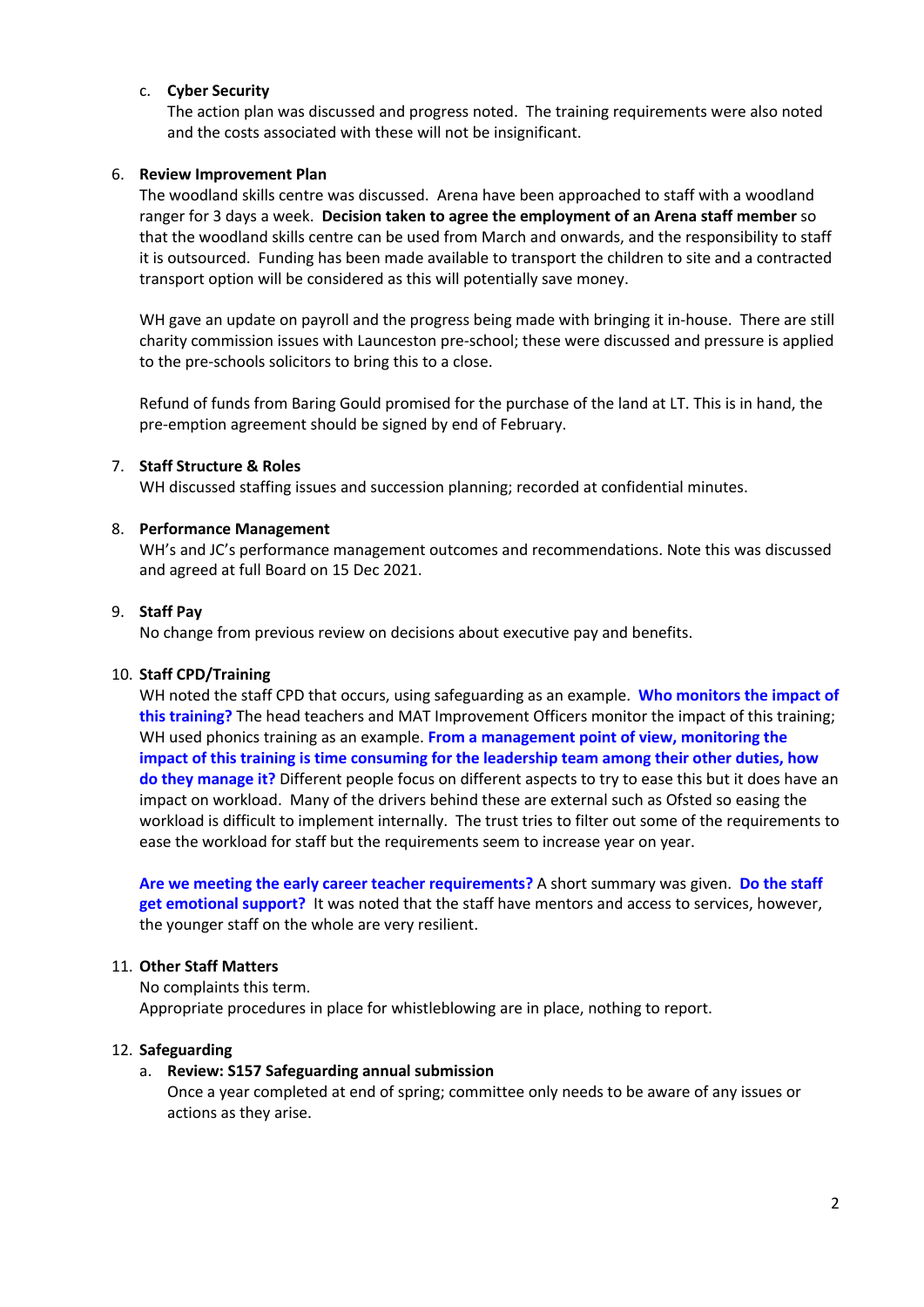c. **Cyber Security**

The action plan was discussed and progress noted. The training requirements were also noted and the costs associated with these will not be insignificant.

6. **Review Improvement Plan**

The woodland skills centre was discussed. Arena have been approached to staff with a woodland ranger for 3 days a week. **Decision taken to agree the employment of an Arena staff member** so that the woodland skills centre can be used from March and onwards, and the responsibility to staff it is outsourced. Funding has been made available to transport the children to site and a contracted transport option will be considered as this will potentially save money.

WH gave an update on payroll and the progress being made with bringing it in-house. There are still charity commission issues with Launceston pre-school; these were discussed and pressure is applied to the pre-schools solicitors to bring this to a close.

Refund of funds from Baring Gould promised for the purchase of the land at LT. This is in hand, the pre-emption agreement should be signed by end of February.

7. **Staff Structure & Roles**

WH discussed staffing issues and succession planning; recorded at confidential minutes.

8. **Performance Management**

WH's and JC's performance management outcomes and recommendations. Note this was discussed and agreed at full Board on 15 Dec 2021.

9. **Staff Pay**

No change from previous review on decisions about executive pay and benefits.

10. **Staff CPD/Training**

WH noted the staff CPD that occurs, using safeguarding as an example. **Who monitors the impact of this training?** The head teachers and MAT Improvement Officers monitor the impact of this training; WH used phonics training as an example. **From a management point of view, monitoring the impact of this training is time consuming for the leadership team among their other duties, how do they manage it?** Different people focus on different aspects to try to ease this but it does have an impact on workload. Many of the drivers behind these are external such as Ofsted so easing the workload is difficult to implement internally. The trust tries to filter out some of the requirements to ease the workload for staff but the requirements seem to increase year on year.

**Are we meeting the early career teacher requirements?** A short summary was given. **Do the staff get emotional support?** It was noted that the staff have mentors and access to services, however, the younger staff on the whole are very resilient.

11. **Other Staff Matters**

No complaints this term.
Appropriate procedures in place for whistleblowing are in place, nothing to report.

12. **Safeguarding**

a. **Review: S157 Safeguarding annual submission**

Once a year completed at end of spring; committee only needs to be aware of any issues or actions as they arise.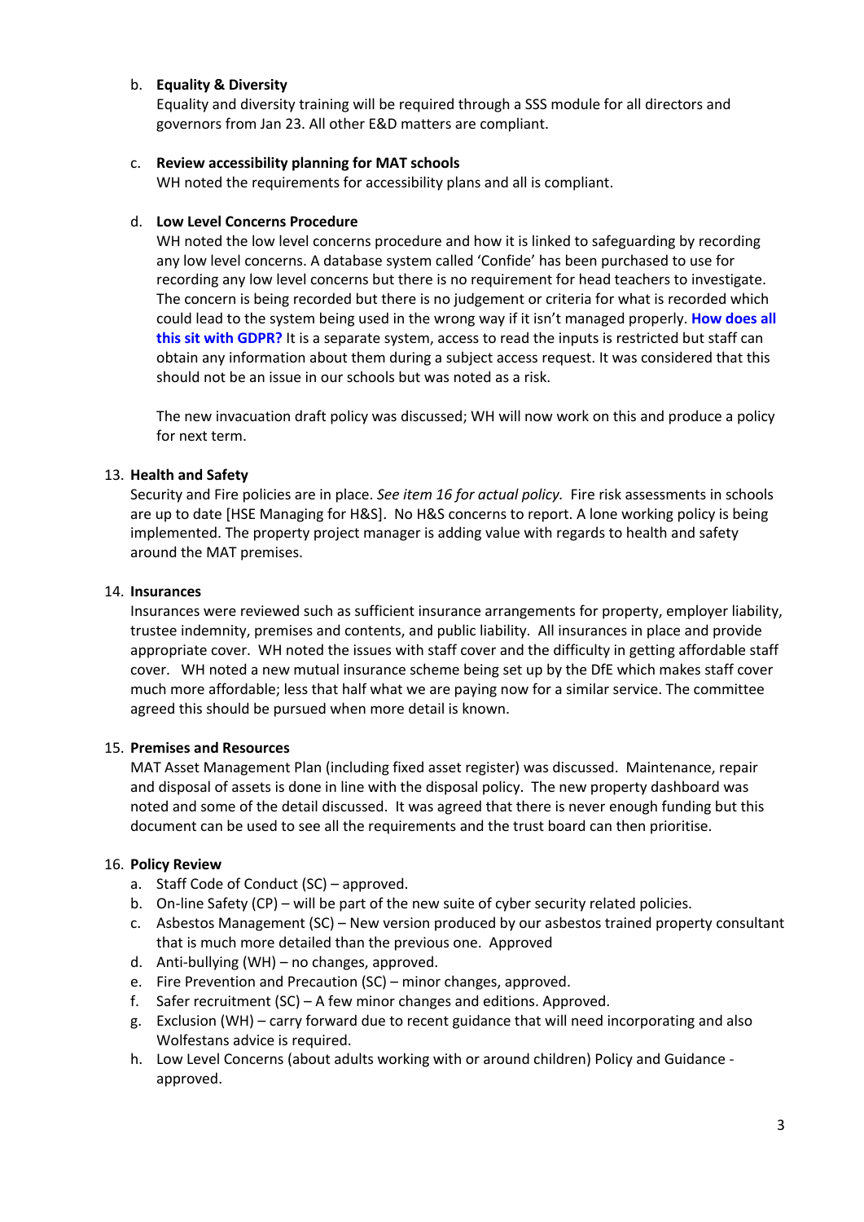b. **Equality & Diversity**
   Equality and diversity training will be required through a SSS module for all directors and governors from Jan 23. All other E&D matters are compliant.

c. **Review accessibility planning for MAT schools**
   WH noted the requirements for accessibility plans and all is compliant.

d. **Low Level Concerns Procedure**
   WH noted the low level concerns procedure and how it is linked to safeguarding by recording any low level concerns. A database system called 'Confide' has been purchased to use for recording any low level concerns but there is no requirement for head teachers to investigate. The concern is being recorded but there is no judgement or criteria for what is recorded which could lead to the system being used in the wrong way if it isn't managed properly. **How does all this sit with GDPR?** It is a separate system, access to read the inputs is restricted but staff can obtain any information about them during a subject access request. It was considered that this should not be an issue in our schools but was noted as a risk.

   The new invacuation draft policy was discussed; WH will now work on this and produce a policy for next term.

13. **Health and Safety**
    Security and Fire policies are in place. *See item 16 for actual policy.* Fire risk assessments in schools are up to date [HSE Managing for H&S]. No H&S concerns to report. A lone working policy is being implemented. The property project manager is adding value with regards to health and safety around the MAT premises.

14. **Insurances**
    Insurances were reviewed such as sufficient insurance arrangements for property, employer liability, trustee indemnity, premises and contents, and public liability. All insurances in place and provide appropriate cover. WH noted the issues with staff cover and the difficulty in getting affordable staff cover. WH noted a new mutual insurance scheme being set up by the DfE which makes staff cover much more affordable; less that half what we are paying now for a similar service. The committee agreed this should be pursued when more detail is known.

15. **Premises and Resources**
    MAT Asset Management Plan (including fixed asset register) was discussed. Maintenance, repair and disposal of assets is done in line with the disposal policy. The new property dashboard was noted and some of the detail discussed. It was agreed that there is never enough funding but this document can be used to see all the requirements and the trust board can then prioritise.

16. **Policy Review**
    a. Staff Code of Conduct (SC) – approved.
    b. On-line Safety (CP) – will be part of the new suite of cyber security related policies.
    c. Asbestos Management (SC) – New version produced by our asbestos trained property consultant that is much more detailed than the previous one. Approved
    d. Anti-bullying (WH) – no changes, approved.
    e. Fire Prevention and Precaution (SC) – minor changes, approved.
    f. Safer recruitment (SC) – A few minor changes and editions. Approved.
    g. Exclusion (WH) – carry forward due to recent guidance that will need incorporating and also Wolfestans advice is required.
    h. Low Level Concerns (about adults working with or around children) Policy and Guidance - approved.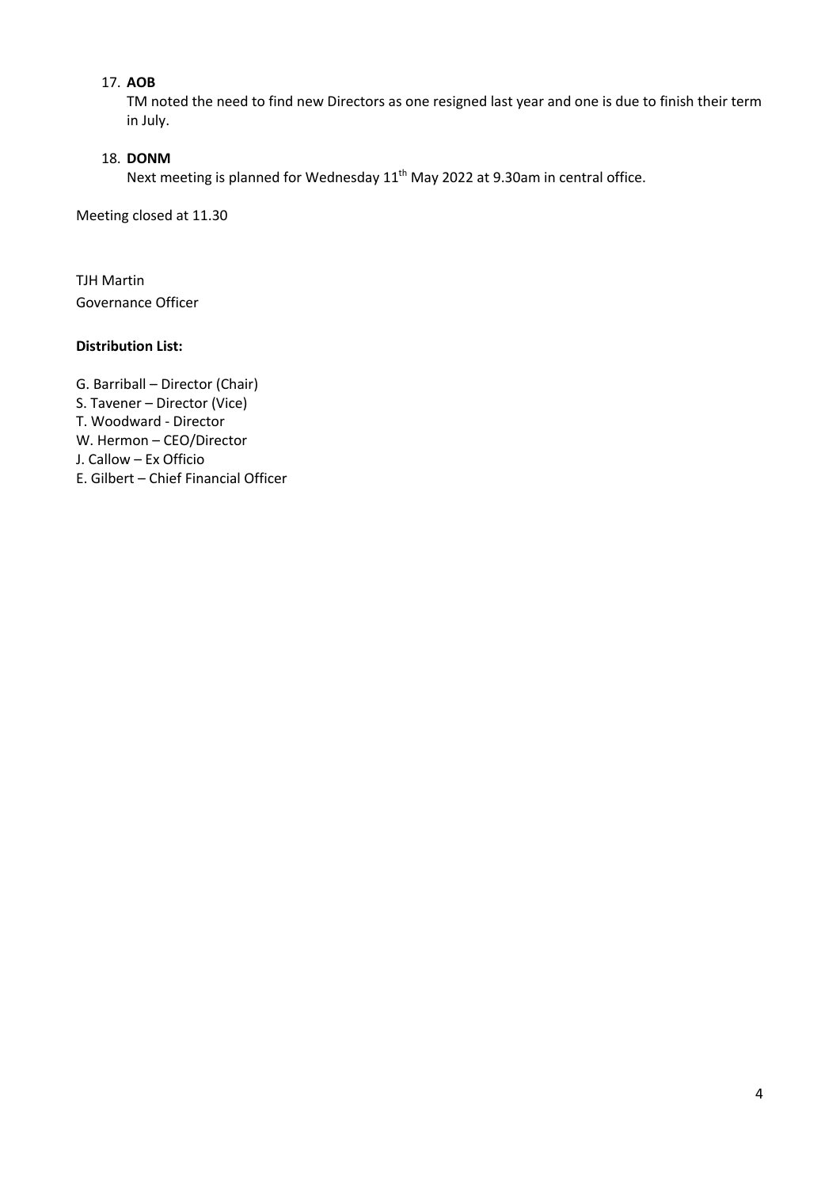17. **AOB**

    TM noted the need to find new Directors as one resigned last year and one is due to finish their term in July.

18. **DONM**

    Next meeting is planned for Wednesday 11th May 2022 at 9.30am in central office.

Meeting closed at 11.30

TJH Martin
Governance Officer

**Distribution List:**

G. Barriball – Director (Chair)
S. Tavener – Director (Vice)
T. Woodward - Director
W. Hermon – CEO/Director
J. Callow – Ex Officio
E. Gilbert – Chief Financial Officer